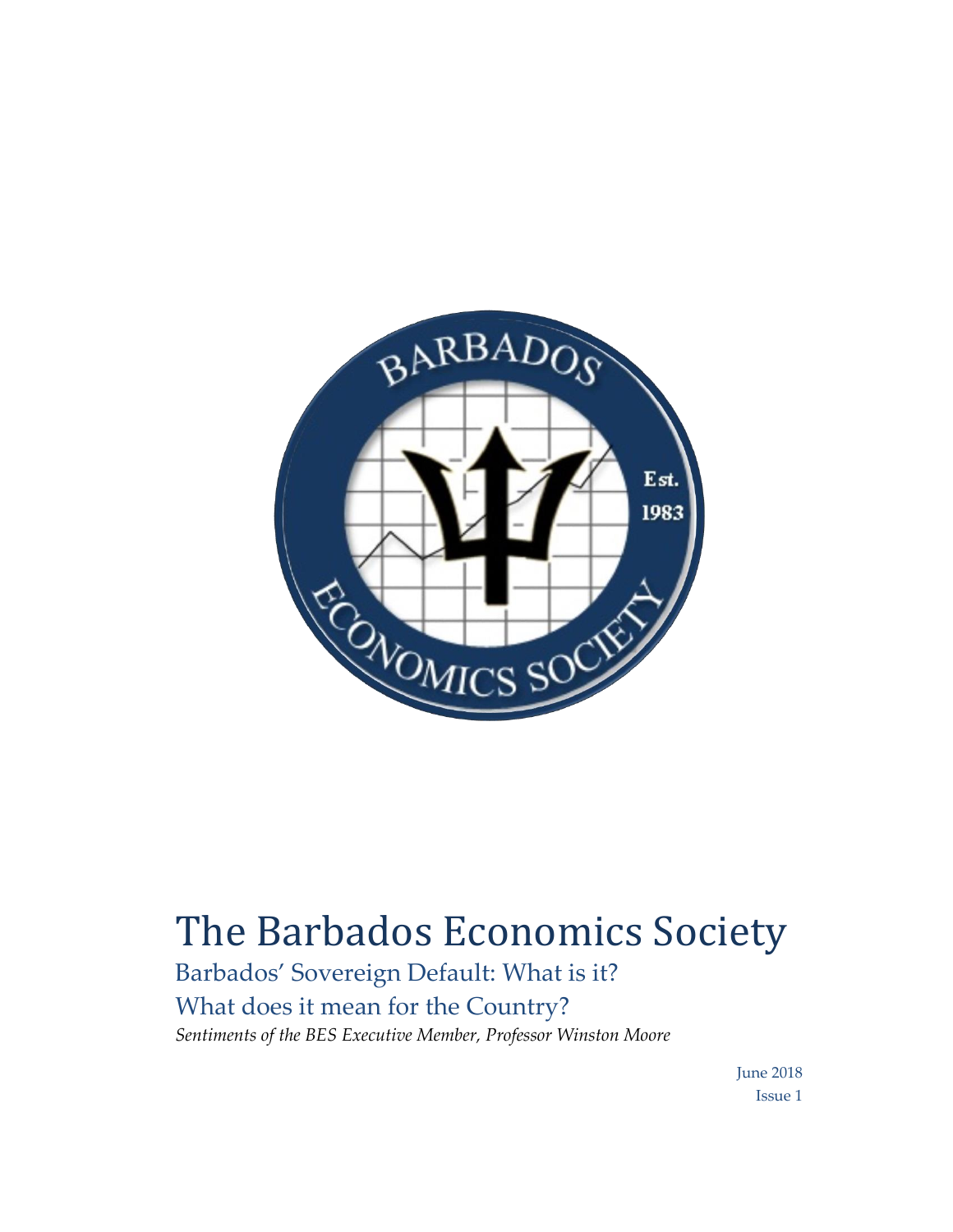# The Barbados Economics Society

## Barbados' Sovereign Default: What is it?

## What does it mean for the Country?

*Sentiments of the BES Executive Member, Professor Winston Moore*

June 2018

Issue 1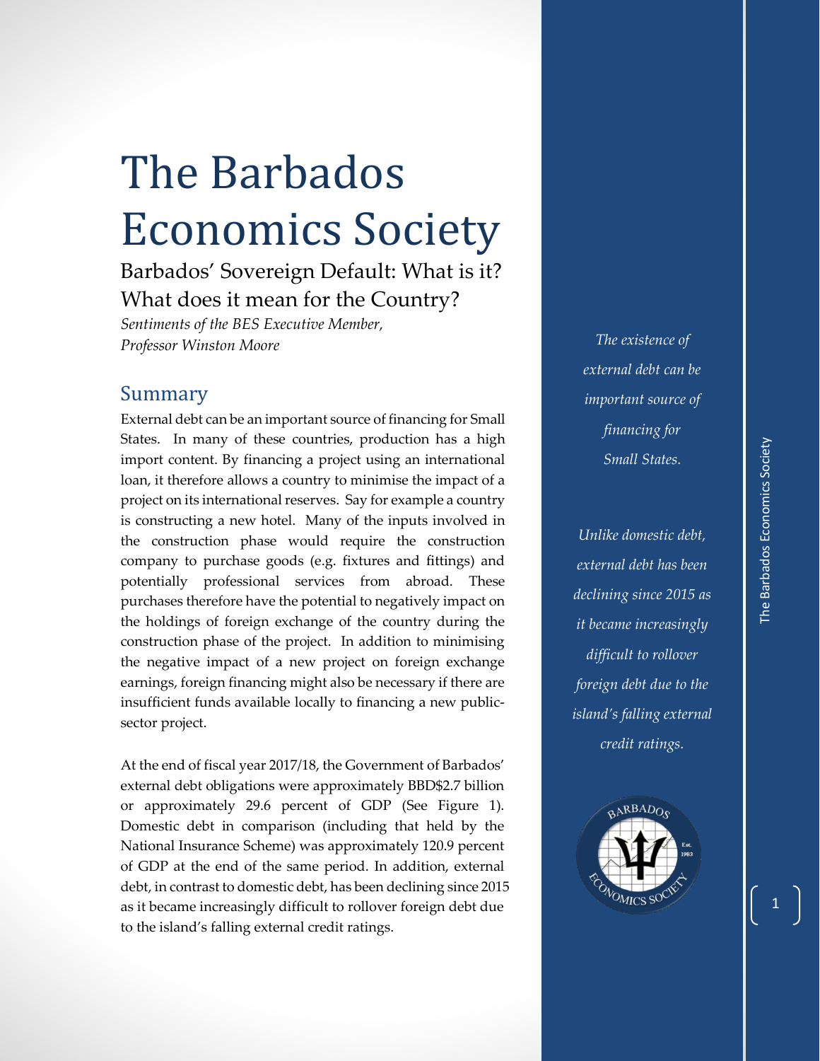# The Barbados Economics Society

## Barbados' Sovereign Default: What is it? What does it mean for the Country?

*Sentiments of the BES Executive Member, Professor Winston Moore*

## Summary

External debt can be an important source of financing for Small States. In many of these countries, production has a high import content. By financing a project using an international loan, it therefore allows a country to minimise the impact of a project on its international reserves. Say for example a country is constructing a new hotel. Many of the inputs involved in the construction phase would require the construction company to purchase goods (e.g. fixtures and fittings) and potentially professional services from abroad. These purchases therefore have the potential to negatively impact on the holdings of foreign exchange of the country during the construction phase of the project. In addition to minimising the negative impact of a new project on foreign exchange earnings, foreign financing might also be necessary if there are insufficient funds available locally to financing a new public-sector project.

At the end of fiscal year 2017/18, the Government of Barbados' external debt obligations were approximately BBD$2.7 billion or approximately 29.6 percent of GDP (See Figure 1). Domestic debt in comparison (including that held by the National Insurance Scheme) was approximately 120.9 percent of GDP at the end of the same period. In addition, external debt, in contrast to domestic debt, has been declining since 2015 as it became increasingly difficult to rollover foreign debt due to the island's falling external credit ratings.

*The existence of external debt can be important source of financing for Small States.*

*Unlike domestic debt, external debt has been declining since 2015 as it became increasingly difficult to rollover foreign debt due to the island's falling external credit ratings.*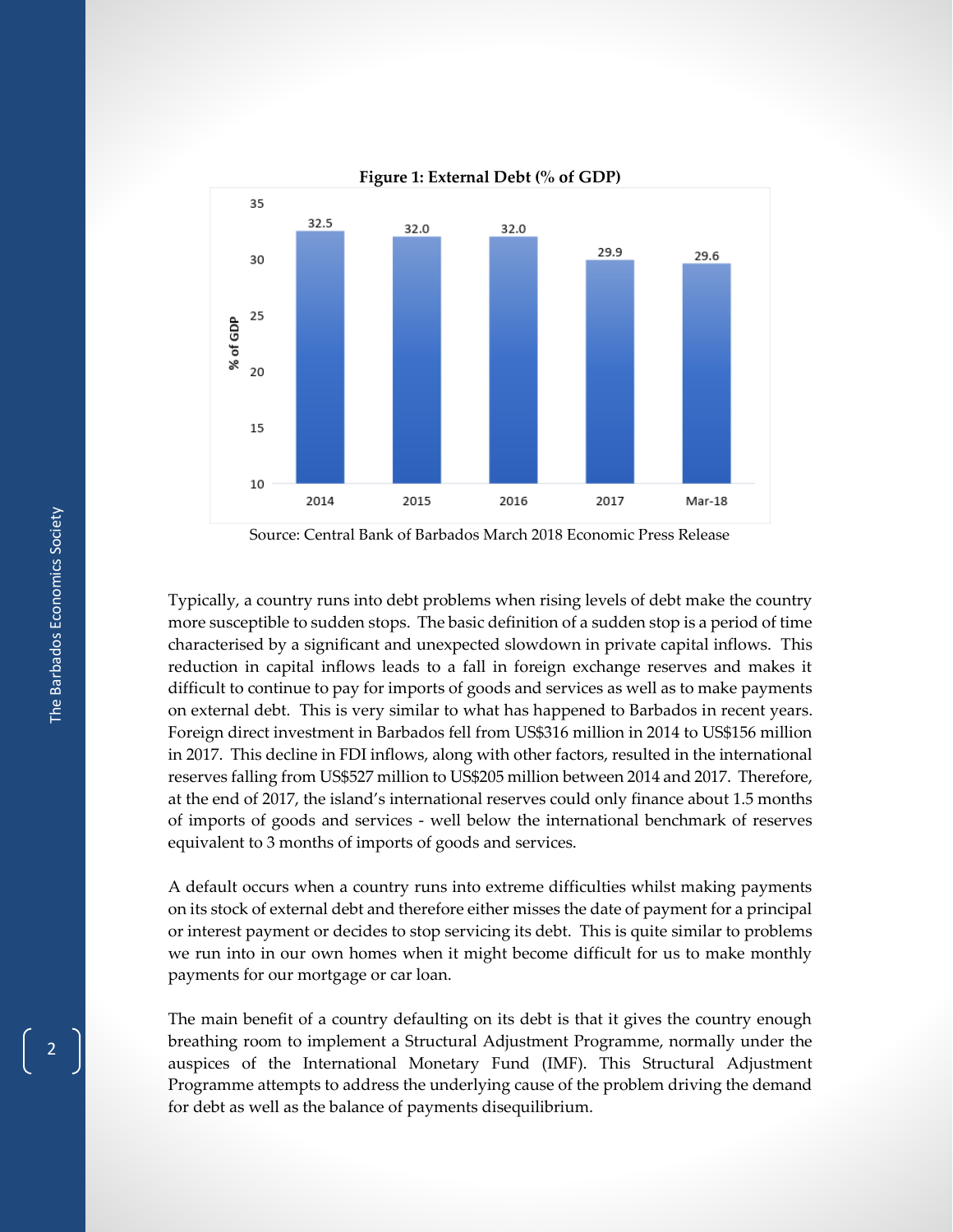**Figure 1: External Debt (% of GDP)**

| Year | % of GDP |
|---|---|
| 2014 | 32.5 |
| 2015 | 32.0 |
| 2016 | 32.0 |
| 2017 | 29.9 |
| Mar-18 | 29.6 |

Source: Central Bank of Barbados March 2018 Economic Press Release

Typically, a country runs into debt problems when rising levels of debt make the country more susceptible to sudden stops. The basic definition of a sudden stop is a period of time characterised by a significant and unexpected slowdown in private capital inflows. This reduction in capital inflows leads to a fall in foreign exchange reserves and makes it difficult to continue to pay for imports of goods and services as well as to make payments on external debt. This is very similar to what has happened to Barbados in recent years. Foreign direct investment in Barbados fell from US$316 million in 2014 to US$156 million in 2017. This decline in FDI inflows, along with other factors, resulted in the international reserves falling from US$527 million to US$205 million between 2014 and 2017. Therefore, at the end of 2017, the island's international reserves could only finance about 1.5 months of imports of goods and services - well below the international benchmark of reserves equivalent to 3 months of imports of goods and services.

A default occurs when a country runs into extreme difficulties whilst making payments on its stock of external debt and therefore either misses the date of payment for a principal or interest payment or decides to stop servicing its debt. This is quite similar to problems we run into in our own homes when it might become difficult for us to make monthly payments for our mortgage or car loan.

The main benefit of a country defaulting on its debt is that it gives the country enough breathing room to implement a Structural Adjustment Programme, normally under the auspices of the International Monetary Fund (IMF). This Structural Adjustment Programme attempts to address the underlying cause of the problem driving the demand for debt as well as the balance of payments disequilibrium.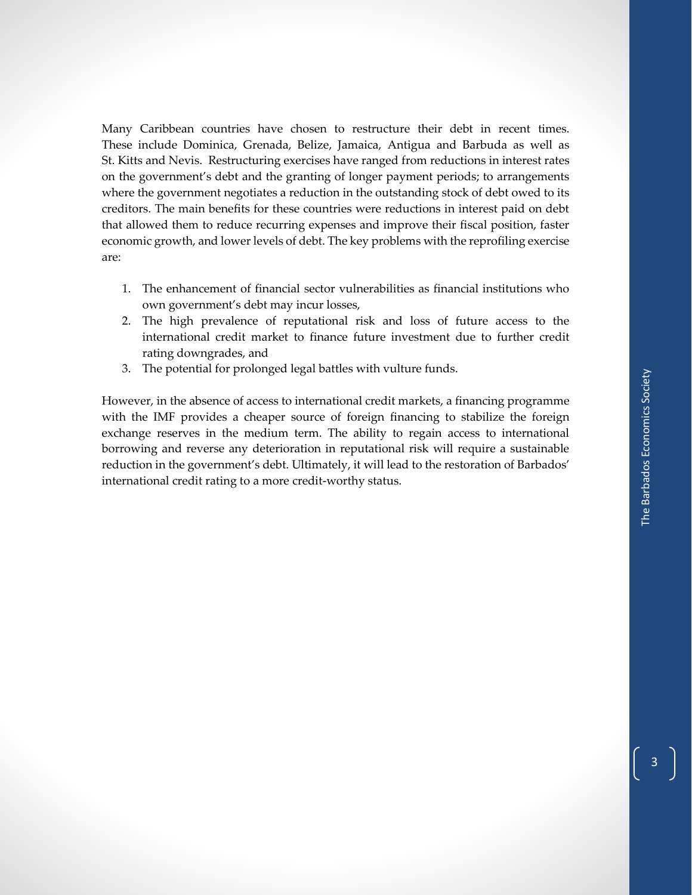Many Caribbean countries have chosen to restructure their debt in recent times. These include Dominica, Grenada, Belize, Jamaica, Antigua and Barbuda as well as St. Kitts and Nevis. Restructuring exercises have ranged from reductions in interest rates on the government's debt and the granting of longer payment periods; to arrangements where the government negotiates a reduction in the outstanding stock of debt owed to its creditors. The main benefits for these countries were reductions in interest paid on debt that allowed them to reduce recurring expenses and improve their fiscal position, faster economic growth, and lower levels of debt. The key problems with the reprofiling exercise are:

1. The enhancement of financial sector vulnerabilities as financial institutions who own government's debt may incur losses,
2. The high prevalence of reputational risk and loss of future access to the international credit market to finance future investment due to further credit rating downgrades, and
3. The potential for prolonged legal battles with vulture funds.

However, in the absence of access to international credit markets, a financing programme with the IMF provides a cheaper source of foreign financing to stabilize the foreign exchange reserves in the medium term. The ability to regain access to international borrowing and reverse any deterioration in reputational risk will require a sustainable reduction in the government's debt. Ultimately, it will lead to the restoration of Barbados' international credit rating to a more credit-worthy status.